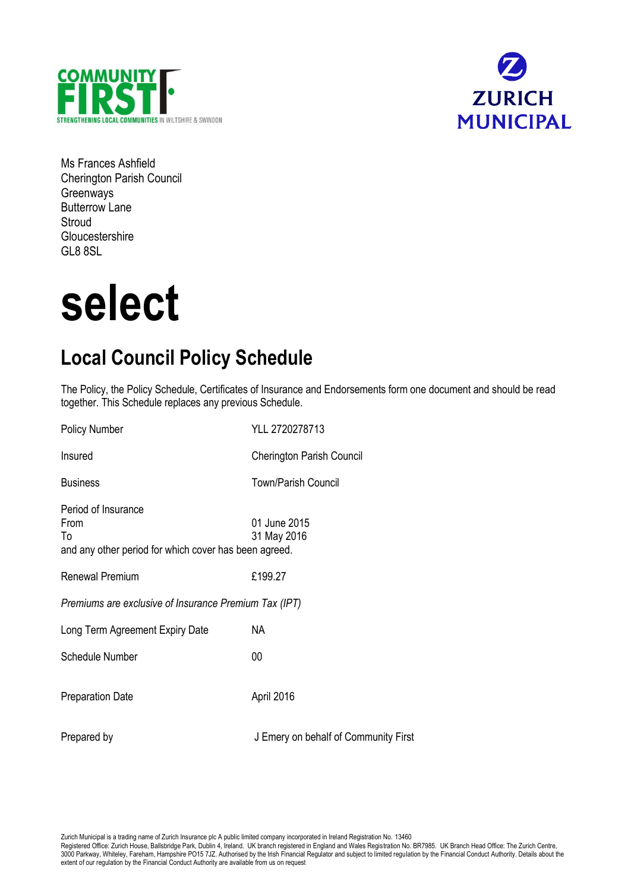COMMUNITY FIRST
STRENGTHENING LOCAL COMMUNITIES IN WILTSHIRE & SWINDON

ZURICH MUNICIPAL

Ms Frances Ashfield
Cherington Parish Council
Greenways
Butterrow Lane
Stroud
Gloucestershire
GL8 8SL

# select

## Local Council Policy Schedule

The Policy, the Policy Schedule, Certificates of Insurance and Endorsements form one document and should be read together. This Schedule replaces any previous Schedule.

| | |
|---|---|
| Policy Number | YLL 2720278713 |
| Insured | Cherington Parish Council |
| Business | Town/Parish Council |
| Period of Insurance<br>From<br>To | <br>01 June 2015<br>31 May 2016 |

and any other period for which cover has been agreed.

| | |
|---|---|
| Renewal Premium | £199.27 |

*Premiums are exclusive of Insurance Premium Tax (IPT)*

| | |
|---|---|
| Long Term Agreement Expiry Date | NA |
| Schedule Number | 00 |
| Preparation Date | April 2016 |
| Prepared by | J Emery on behalf of Community First |

Zurich Municipal is a trading name of Zurich Insurance plc A public limited company incorporated in Ireland Registration No. 13460
Registered Office: Zurich House, Ballsbridge Park, Dublin 4, Ireland. UK branch registered in England and Wales Registration No. BR7985. UK Branch Head Office: The Zurich Centre, 3000 Parkway, Whiteley, Fareham, Hampshire PO15 7JZ. Authorised by the Irish Financial Regulator and subject to limited regulation by the Financial Conduct Authority. Details about the extent of our regulation by the Financial Conduct Authority are available from us on request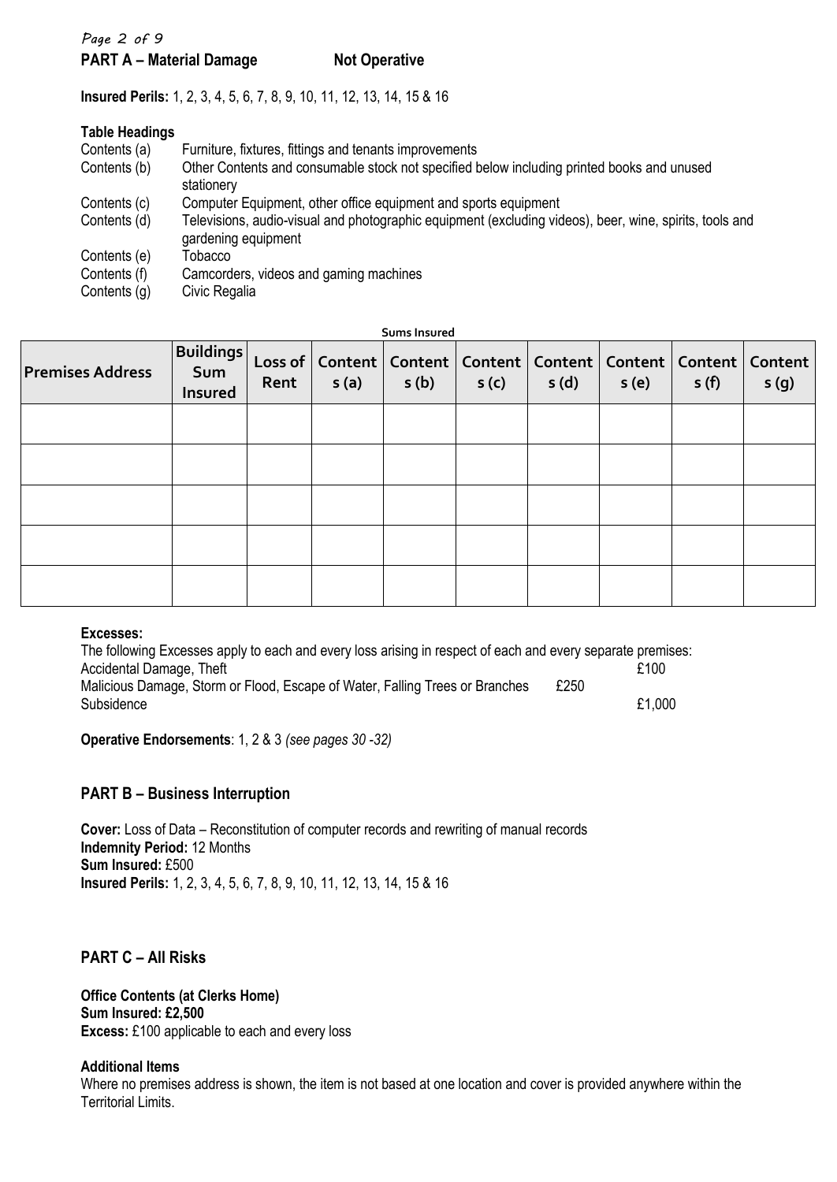## PART A – Material Damage Not Operative

**Insured Perils:** 1, 2, 3, 4, 5, 6, 7, 8, 9, 10, 11, 12, 13, 14, 15 & 16

**Table Headings**

| | |
|---|---|
| Contents (a) | Furniture, fixtures, fittings and tenants improvements |
| Contents (b) | Other Contents and consumable stock not specified below including printed books and unused stationery |
| Contents (c) | Computer Equipment, other office equipment and sports equipment |
| Contents (d) | Televisions, audio-visual and photographic equipment (excluding videos), beer, wine, spirits, tools and gardening equipment |
| Contents (e) | Tobacco |
| Contents (f) | Camcorders, videos and gaming machines |
| Contents (g) | Civic Regalia |

**Sums Insured**

| Premises Address | Buildings Sum Insured | Loss of Rent | Contents (a) | Contents (b) | Contents (c) | Contents (d) | Contents (e) | Contents (f) | Contents (g) |
|---|---|---|---|---|---|---|---|---|---|
| | | | | | | | | | |
| | | | | | | | | | |
| | | | | | | | | | |
| | | | | | | | | | |
| | | | | | | | | | |

**Excesses:**

The following Excesses apply to each and every loss arising in respect of each and every separate premises:

| | |
|---|---|
| Accidental Damage, Theft | £100 |
| Malicious Damage, Storm or Flood, Escape of Water, Falling Trees or Branches | £250 |
| Subsidence | £1,000 |

**Operative Endorsements**: 1, 2 & 3 *(see pages 30 -32)*

## PART B – Business Interruption

**Cover:** Loss of Data – Reconstitution of computer records and rewriting of manual records
**Indemnity Period:** 12 Months
**Sum Insured:** £500
**Insured Perils:** 1, 2, 3, 4, 5, 6, 7, 8, 9, 10, 11, 12, 13, 14, 15 & 16

## PART C – All Risks

**Office Contents (at Clerks Home)**
**Sum Insured: £2,500**
**Excess:** £100 applicable to each and every loss

**Additional Items**

Where no premises address is shown, the item is not based at one location and cover is provided anywhere within the Territorial Limits.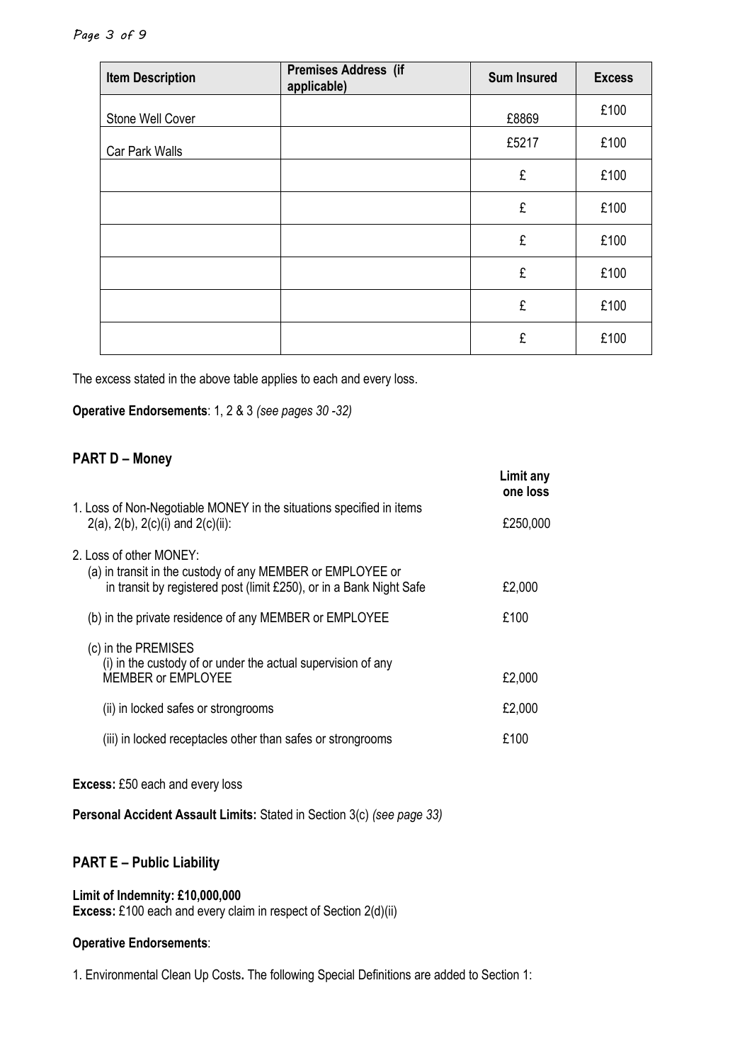| Item Description | Premises Address (if applicable) | Sum Insured | Excess |
|---|---|---|---|
| Stone Well Cover | | £8869 | £100 |
| Car Park Walls | | £5217 | £100 |
| | | £ | £100 |
| | | £ | £100 |
| | | £ | £100 |
| | | £ | £100 |
| | | £ | £100 |
| | | £ | £100 |

The excess stated in the above table applies to each and every loss.

**Operative Endorsements**: 1, 2 & 3 *(see pages 30 -32)*

## PART D – Money

| | Limit any one loss |
|---|---|
| 1. Loss of Non-Negotiable MONEY in the situations specified in items 2(a), 2(b), 2(c)(i) and 2(c)(ii): | £250,000 |
| 2. Loss of other MONEY: | |
| (a) in transit in the custody of any MEMBER or EMPLOYEE or in transit by registered post (limit £250), or in a Bank Night Safe | £2,000 |
| (b) in the private residence of any MEMBER or EMPLOYEE | £100 |
| (c) in the PREMISES | |
| (i) in the custody of or under the actual supervision of any MEMBER or EMPLOYEE | £2,000 |
| (ii) in locked safes or strongrooms | £2,000 |
| (iii) in locked receptacles other than safes or strongrooms | £100 |

**Excess:** £50 each and every loss

**Personal Accident Assault Limits:** Stated in Section 3(c) *(see page 33)*

## PART E – Public Liability

**Limit of Indemnity: £10,000,000**
**Excess:** £100 each and every claim in respect of Section 2(d)(ii)

**Operative Endorsements**:

1. Environmental Clean Up Costs**.** The following Special Definitions are added to Section 1: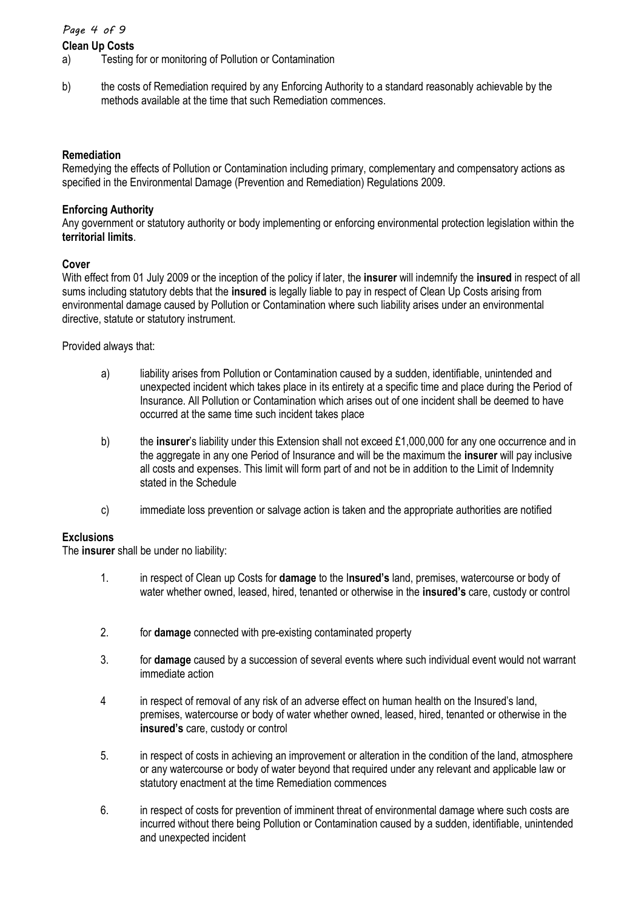**Clean Up Costs**

a) Testing for or monitoring of Pollution or Contamination

b) the costs of Remediation required by any Enforcing Authority to a standard reasonably achievable by the methods available at the time that such Remediation commences.

**Remediation**

Remedying the effects of Pollution or Contamination including primary, complementary and compensatory actions as specified in the Environmental Damage (Prevention and Remediation) Regulations 2009.

**Enforcing Authority**

Any government or statutory authority or body implementing or enforcing environmental protection legislation within the **territorial limits**.

**Cover**

With effect from 01 July 2009 or the inception of the policy if later, the **insurer** will indemnify the **insured** in respect of all sums including statutory debts that the **insured** is legally liable to pay in respect of Clean Up Costs arising from environmental damage caused by Pollution or Contamination where such liability arises under an environmental directive, statute or statutory instrument.

Provided always that:

a) liability arises from Pollution or Contamination caused by a sudden, identifiable, unintended and unexpected incident which takes place in its entirety at a specific time and place during the Period of Insurance. All Pollution or Contamination which arises out of one incident shall be deemed to have occurred at the same time such incident takes place

b) the **insurer**'s liability under this Extension shall not exceed £1,000,000 for any one occurrence and in the aggregate in any one Period of Insurance and will be the maximum the **insurer** will pay inclusive all costs and expenses. This limit will form part of and not be in addition to the Limit of Indemnity stated in the Schedule

c) immediate loss prevention or salvage action is taken and the appropriate authorities are notified

**Exclusions**

The **insurer** shall be under no liability:

1. in respect of Clean up Costs for **damage** to the I**nsured's** land, premises, watercourse or body of water whether owned, leased, hired, tenanted or otherwise in the **insured's** care, custody or control

2. for **damage** connected with pre-existing contaminated property

3. for **damage** caused by a succession of several events where such individual event would not warrant immediate action

4. in respect of removal of any risk of an adverse effect on human health on the Insured's land, premises, watercourse or body of water whether owned, leased, hired, tenanted or otherwise in the **insured's** care, custody or control

5. in respect of costs in achieving an improvement or alteration in the condition of the land, atmosphere or any watercourse or body of water beyond that required under any relevant and applicable law or statutory enactment at the time Remediation commences

6. in respect of costs for prevention of imminent threat of environmental damage where such costs are incurred without there being Pollution or Contamination caused by a sudden, identifiable, unintended and unexpected incident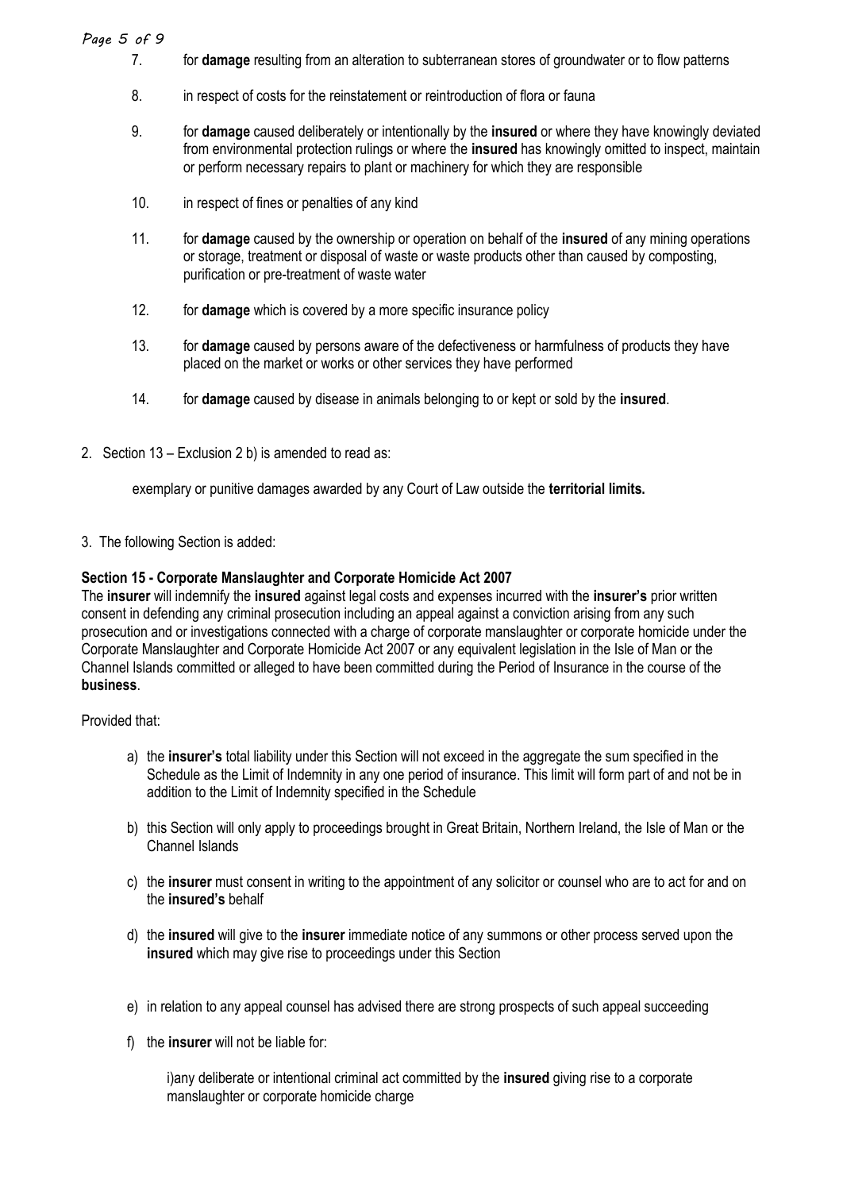7. for **damage** resulting from an alteration to subterranean stores of groundwater or to flow patterns

8. in respect of costs for the reinstatement or reintroduction of flora or fauna

9. for **damage** caused deliberately or intentionally by the **insured** or where they have knowingly deviated from environmental protection rulings or where the **insured** has knowingly omitted to inspect, maintain or perform necessary repairs to plant or machinery for which they are responsible

10. in respect of fines or penalties of any kind

11. for **damage** caused by the ownership or operation on behalf of the **insured** of any mining operations or storage, treatment or disposal of waste or waste products other than caused by composting, purification or pre-treatment of waste water

12. for **damage** which is covered by a more specific insurance policy

13. for **damage** caused by persons aware of the defectiveness or harmfulness of products they have placed on the market or works or other services they have performed

14. for **damage** caused by disease in animals belonging to or kept or sold by the **insured**.

2. Section 13 – Exclusion 2 b) is amended to read as:

exemplary or punitive damages awarded by any Court of Law outside the **territorial limits.**

3. The following Section is added:

**Section 15 - Corporate Manslaughter and Corporate Homicide Act 2007**

The **insurer** will indemnify the **insured** against legal costs and expenses incurred with the **insurer's** prior written consent in defending any criminal prosecution including an appeal against a conviction arising from any such prosecution and or investigations connected with a charge of corporate manslaughter or corporate homicide under the Corporate Manslaughter and Corporate Homicide Act 2007 or any equivalent legislation in the Isle of Man or the Channel Islands committed or alleged to have been committed during the Period of Insurance in the course of the **business**.

Provided that:

a) the **insurer's** total liability under this Section will not exceed in the aggregate the sum specified in the Schedule as the Limit of Indemnity in any one period of insurance. This limit will form part of and not be in addition to the Limit of Indemnity specified in the Schedule

b) this Section will only apply to proceedings brought in Great Britain, Northern Ireland, the Isle of Man or the Channel Islands

c) the **insurer** must consent in writing to the appointment of any solicitor or counsel who are to act for and on the **insured's** behalf

d) the **insured** will give to the **insurer** immediate notice of any summons or other process served upon the **insured** which may give rise to proceedings under this Section

e) in relation to any appeal counsel has advised there are strong prospects of such appeal succeeding

f) the **insurer** will not be liable for:

i)any deliberate or intentional criminal act committed by the **insured** giving rise to a corporate manslaughter or corporate homicide charge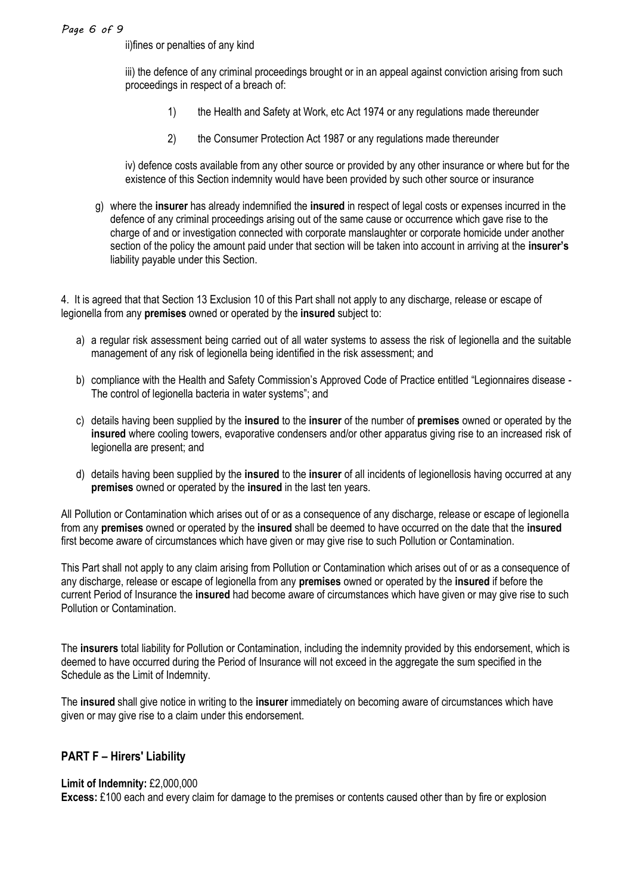ii)fines or penalties of any kind

iii) the defence of any criminal proceedings brought or in an appeal against conviction arising from such proceedings in respect of a breach of:

1) the Health and Safety at Work, etc Act 1974 or any regulations made thereunder

2) the Consumer Protection Act 1987 or any regulations made thereunder

iv) defence costs available from any other source or provided by any other insurance or where but for the existence of this Section indemnity would have been provided by such other source or insurance

g) where the **insurer** has already indemnified the **insured** in respect of legal costs or expenses incurred in the defence of any criminal proceedings arising out of the same cause or occurrence which gave rise to the charge of and or investigation connected with corporate manslaughter or corporate homicide under another section of the policy the amount paid under that section will be taken into account in arriving at the **insurer's** liability payable under this Section.

4. It is agreed that that Section 13 Exclusion 10 of this Part shall not apply to any discharge, release or escape of legionella from any **premises** owned or operated by the **insured** subject to:

a) a regular risk assessment being carried out of all water systems to assess the risk of legionella and the suitable management of any risk of legionella being identified in the risk assessment; and

b) compliance with the Health and Safety Commission's Approved Code of Practice entitled "Legionnaires disease - The control of legionella bacteria in water systems"; and

c) details having been supplied by the **insured** to the **insurer** of the number of **premises** owned or operated by the **insured** where cooling towers, evaporative condensers and/or other apparatus giving rise to an increased risk of legionella are present; and

d) details having been supplied by the **insured** to the **insurer** of all incidents of legionellosis having occurred at any **premises** owned or operated by the **insured** in the last ten years.

All Pollution or Contamination which arises out of or as a consequence of any discharge, release or escape of legionella from any **premises** owned or operated by the **insured** shall be deemed to have occurred on the date that the **insured** first become aware of circumstances which have given or may give rise to such Pollution or Contamination.

This Part shall not apply to any claim arising from Pollution or Contamination which arises out of or as a consequence of any discharge, release or escape of legionella from any **premises** owned or operated by the **insured** if before the current Period of Insurance the **insured** had become aware of circumstances which have given or may give rise to such Pollution or Contamination.

The **insurers** total liability for Pollution or Contamination, including the indemnity provided by this endorsement, which is deemed to have occurred during the Period of Insurance will not exceed in the aggregate the sum specified in the Schedule as the Limit of Indemnity.

The **insured** shall give notice in writing to the **insurer** immediately on becoming aware of circumstances which have given or may give rise to a claim under this endorsement.

## PART F – Hirers' Liability

**Limit of Indemnity:** £2,000,000
**Excess:** £100 each and every claim for damage to the premises or contents caused other than by fire or explosion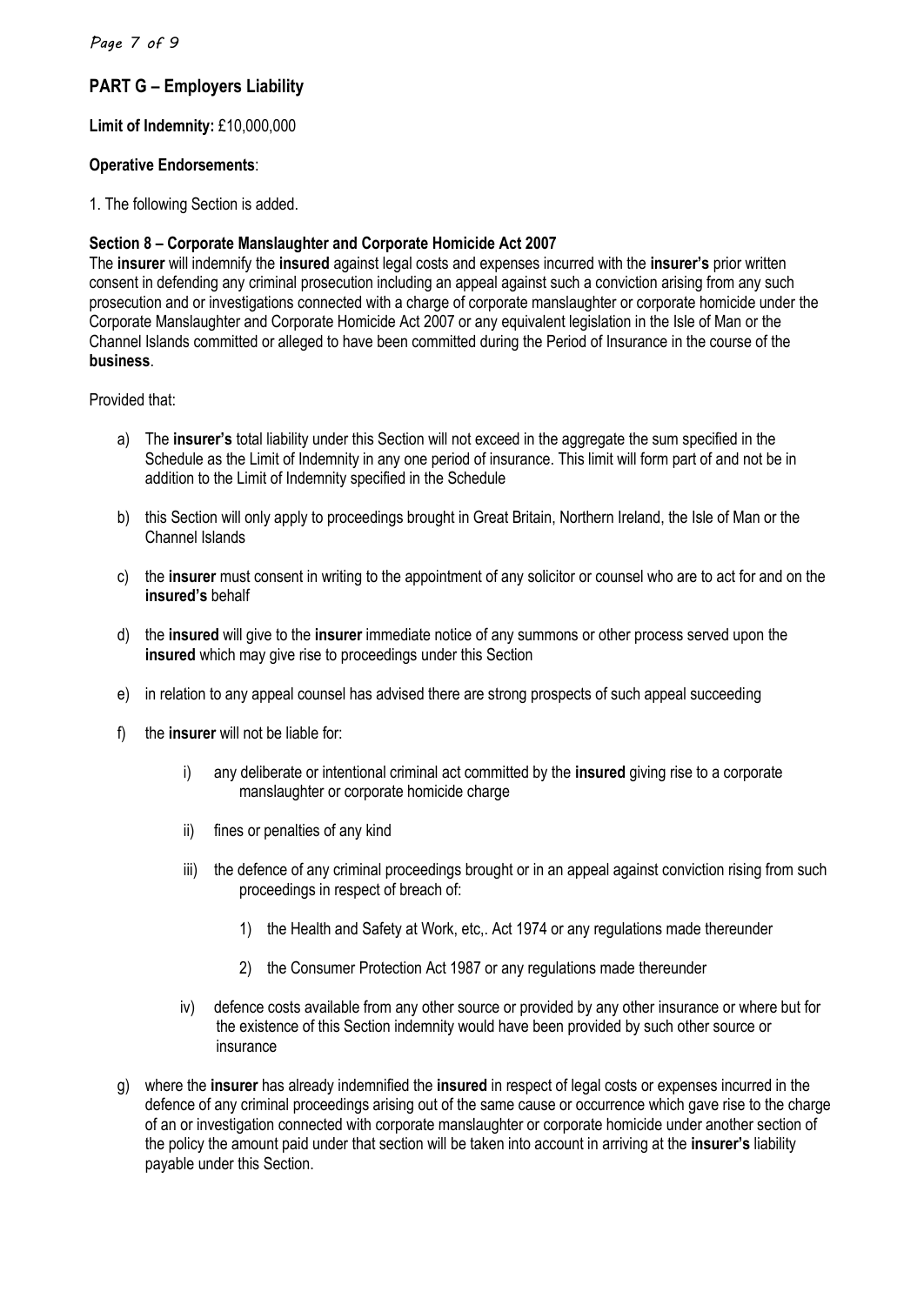## PART G – Employers Liability

**Limit of Indemnity:** £10,000,000

**Operative Endorsements**:

1. The following Section is added.

**Section 8 – Corporate Manslaughter and Corporate Homicide Act 2007**

The **insurer** will indemnify the **insured** against legal costs and expenses incurred with the **insurer's** prior written consent in defending any criminal prosecution including an appeal against such a conviction arising from any such prosecution and or investigations connected with a charge of corporate manslaughter or corporate homicide under the Corporate Manslaughter and Corporate Homicide Act 2007 or any equivalent legislation in the Isle of Man or the Channel Islands committed or alleged to have been committed during the Period of Insurance in the course of the **business**.

Provided that:

a) The **insurer's** total liability under this Section will not exceed in the aggregate the sum specified in the Schedule as the Limit of Indemnity in any one period of insurance. This limit will form part of and not be in addition to the Limit of Indemnity specified in the Schedule

b) this Section will only apply to proceedings brought in Great Britain, Northern Ireland, the Isle of Man or the Channel Islands

c) the **insurer** must consent in writing to the appointment of any solicitor or counsel who are to act for and on the **insured's** behalf

d) the **insured** will give to the **insurer** immediate notice of any summons or other process served upon the **insured** which may give rise to proceedings under this Section

e) in relation to any appeal counsel has advised there are strong prospects of such appeal succeeding

f) the **insurer** will not be liable for:

   i) any deliberate or intentional criminal act committed by the **insured** giving rise to a corporate manslaughter or corporate homicide charge

   ii) fines or penalties of any kind

   iii) the defence of any criminal proceedings brought or in an appeal against conviction rising from such proceedings in respect of breach of:

      1) the Health and Safety at Work, etc,. Act 1974 or any regulations made thereunder

      2) the Consumer Protection Act 1987 or any regulations made thereunder

   iv) defence costs available from any other source or provided by any other insurance or where but for the existence of this Section indemnity would have been provided by such other source or insurance

g) where the **insurer** has already indemnified the **insured** in respect of legal costs or expenses incurred in the defence of any criminal proceedings arising out of the same cause or occurrence which gave rise to the charge of an or investigation connected with corporate manslaughter or corporate homicide under another section of the policy the amount paid under that section will be taken into account in arriving at the **insurer's** liability payable under this Section.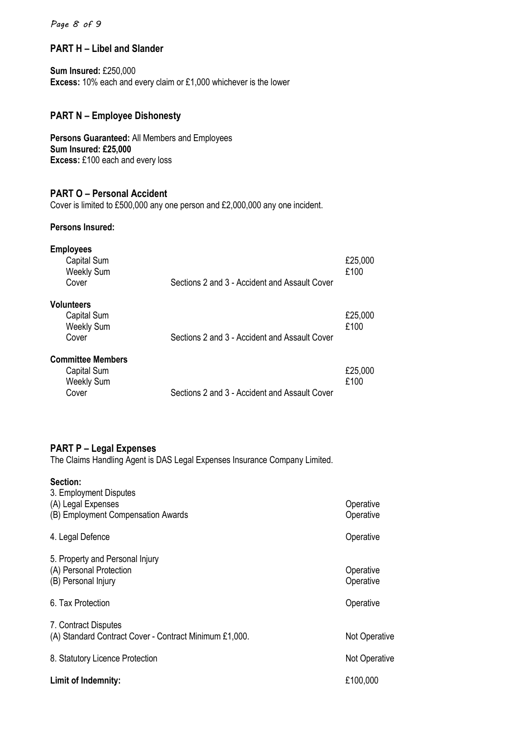## PART H – Libel and Slander

**Sum Insured:** £250,000
**Excess:** 10% each and every claim or £1,000 whichever is the lower

## PART N – Employee Dishonesty

**Persons Guaranteed:** All Members and Employees
**Sum Insured: £25,000**
**Excess:** £100 each and every loss

## PART O – Personal Accident

Cover is limited to £500,000 any one person and £2,000,000 any one incident.

**Persons Insured:**

**Employees**

| | | |
|---|---|---|
| Capital Sum | | £25,000 |
| Weekly Sum | | £100 |
| Cover | Sections 2 and 3 - Accident and Assault Cover | |

**Volunteers**

| | | |
|---|---|---|
| Capital Sum | | £25,000 |
| Weekly Sum | | £100 |
| Cover | Sections 2 and 3 - Accident and Assault Cover | |

**Committee Members**

| | | |
|---|---|---|
| Capital Sum | | £25,000 |
| Weekly Sum | | £100 |
| Cover | Sections 2 and 3 - Accident and Assault Cover | |

## PART P – Legal Expenses

The Claims Handling Agent is DAS Legal Expenses Insurance Company Limited.

**Section:**

| | |
|---|---|
| 3. Employment Disputes | |
| (A) Legal Expenses | Operative |
| (B) Employment Compensation Awards | Operative |
| 4. Legal Defence | Operative |
| 5. Property and Personal Injury | |
| (A) Personal Protection | Operative |
| (B) Personal Injury | Operative |
| 6. Tax Protection | Operative |
| 7. Contract Disputes | |
| (A) Standard Contract Cover - Contract Minimum £1,000. | Not Operative |
| 8. Statutory Licence Protection | Not Operative |
| **Limit of Indemnity:** | £100,000 |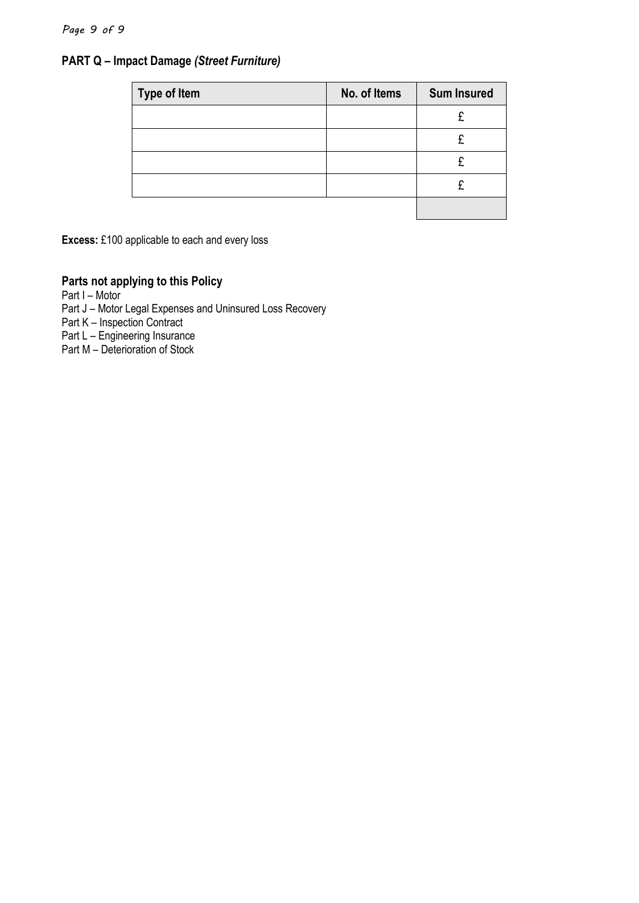## PART Q – Impact Damage *(Street Furniture)*

| Type of Item | No. of Items | Sum Insured |
|---|---|---|
| | | £ |
| | | £ |
| | | £ |
| | | £ |
| | | |

**Excess:** £100 applicable to each and every loss

### Parts not applying to this Policy

Part I – Motor
Part J – Motor Legal Expenses and Uninsured Loss Recovery
Part K – Inspection Contract
Part L – Engineering Insurance
Part M – Deterioration of Stock